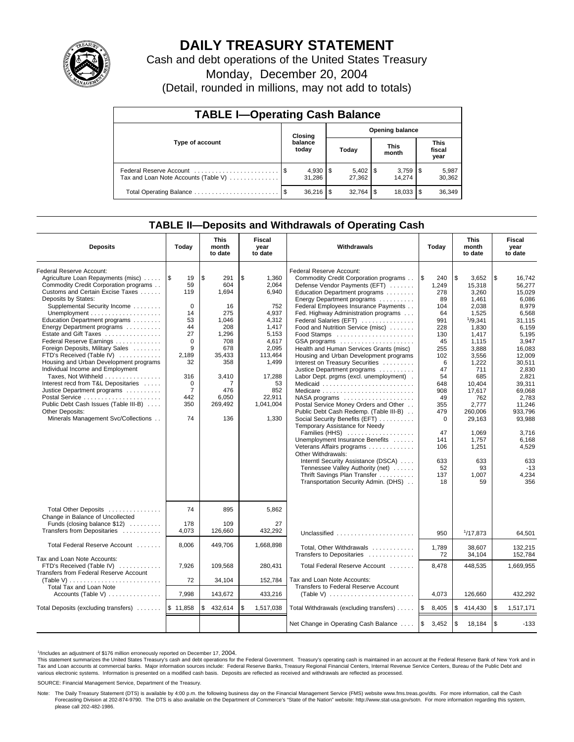# DAILY TREASURY STATEMENT

Cash and debt operations of the United States Treasury

Monday, December 20, 2004

(Detail, rounded in millions, may not add to totals)

## TABLE I—Operating Cash Balance

| Type of account | Closing balance today | Opening balance Today | Opening balance This month | Opening balance This fiscal year |
|---|---|---|---|---|
| Federal Reserve Account | $ 4,930 | $ 5,402 | $ 3,759 | $ 5,987 |
| Tax and Loan Note Accounts (Table V) | 31,286 | 27,362 | 14,274 | 30,362 |
| Total Operating Balance | $ 36,216 | $ 32,764 | $ 18,033 | $ 36,349 |

## TABLE II—Deposits and Withdrawals of Operating Cash

| Deposits | Today | This month to date | Fiscal year to date |
|---|---|---|---|
| Federal Reserve Account: | | | |
| Agriculture Loan Repayments (misc) | $ 19 | $ 291 | $ 1,360 |
| Commodity Credit Corporation programs | 59 | 604 | 2,064 |
| Customs and Certain Excise Taxes | 119 | 1,694 | 6,940 |
| Deposits by States: | | | |
| Supplemental Security Income | 0 | 16 | 752 |
| Unemployment | 14 | 275 | 4,937 |
| Education Department programs | 53 | 1,046 | 4,312 |
| Energy Department programs | 44 | 208 | 1,417 |
| Estate and Gift Taxes | 27 | 1,296 | 5,153 |
| Federal Reserve Earnings | 0 | 708 | 4,617 |
| Foreign Deposits, Military Sales | 9 | 678 | 2,095 |
| FTD's Received (Table IV) | 2,189 | 35,433 | 113,464 |
| Housing and Urban Development programs | 32 | 358 | 1,499 |
| Individual Income and Employment Taxes, Not Withheld | 316 | 3,410 | 17,288 |
| Interest recd from T&L Depositaries | 0 | 7 | 53 |
| Justice Department programs | 7 | 476 | 852 |
| Postal Service | 442 | 6,050 | 22,911 |
| Public Debt Cash Issues (Table III-B) | 350 | 269,492 | 1,041,004 |
| Other Deposits: | | | |
| Minerals Management Svc/Collections | 74 | 136 | 1,330 |
| Total Other Deposits | 74 | 895 | 5,862 |
| Change in Balance of Uncollected Funds (closing balance $12) | 178 | 109 | 27 |
| Transfers from Depositaries | 4,073 | 126,660 | 432,292 |
| Total Federal Reserve Account | 8,006 | 449,706 | 1,668,898 |
| Tax and Loan Note Accounts: | | | |
| FTD's Received (Table IV) | 7,926 | 109,568 | 280,431 |
| Transfers from Federal Reserve Account (Table V) | 72 | 34,104 | 152,784 |
| Total Tax and Loan Note Accounts (Table V) | 7,998 | 143,672 | 433,216 |
| Total Deposits (excluding transfers) | $ 11,858 | $ 432,614 | $ 1,517,038 |

| Withdrawals | Today | This month to date | Fiscal year to date |
|---|---|---|---|
| Federal Reserve Account: | | | |
| Commodity Credit Corporation programs | $ 240 | $ 3,652 | $ 16,742 |
| Defense Vendor Payments (EFT) | 1,249 | 15,318 | 56,277 |
| Education Department programs | 278 | 3,260 | 15,029 |
| Energy Department programs | 89 | 1,461 | 6,086 |
| Federal Employees Insurance Payments | 104 | 2,038 | 8,979 |
| Fed. Highway Administration programs | 64 | 1,525 | 6,568 |
| Federal Salaries (EFT) | 991 | [1]9,341 | 31,115 |
| Food and Nutrition Service (misc) | 228 | 1,830 | 6,159 |
| Food Stamps | 130 | 1,417 | 5,195 |
| GSA programs | 45 | 1,115 | 3,947 |
| Health and Human Services Grants (misc) | 255 | 3,888 | 16,083 |
| Housing and Urban Development programs | 102 | 3,556 | 12,009 |
| Interest on Treasury Securities | 6 | 1,222 | 30,511 |
| Justice Department programs | 47 | 711 | 2,830 |
| Labor Dept. prgms (excl. unemployment) | 54 | 685 | 2,821 |
| Medicaid | 648 | 10,404 | 39,311 |
| Medicare | 908 | 17,617 | 69,068 |
| NASA programs | 49 | 762 | 2,783 |
| Postal Service Money Orders and Other | 355 | 2,777 | 11,246 |
| Public Debt Cash Redemp. (Table III-B) | 479 | 260,006 | 933,796 |
| Social Security Benefits (EFT) | 0 | 29,163 | 93,988 |
| Temporary Assistance for Needy Families (HHS) | 47 | 1,069 | 3,716 |
| Unemployment Insurance Benefits | 141 | 1,757 | 6,168 |
| Veterans Affairs programs | 106 | 1,251 | 4,529 |
| Other Withdrawals: | | | |
| Interntl Security Assistance (DSCA) | 633 | 633 | 633 |
| Tennessee Valley Authority (net) | 52 | 93 | -13 |
| Thrift Savings Plan Transfer | 137 | 1,007 | 4,234 |
| Transportation Security Admin. (DHS) | 18 | 59 | 356 |
| Unclassified | 950 | [1]17,873 | 64,501 |
| Total, Other Withdrawals | 1,789 | 38,607 | 132,215 |
| Transfers to Depositaries | 72 | 34,104 | 152,784 |
| Total Federal Reserve Account | 8,478 | 448,535 | 1,669,955 |
| Tax and Loan Note Accounts: | | | |
| Transfers to Federal Reserve Account (Table V) | 4,073 | 126,660 | 432,292 |
| Total Withdrawals (excluding transfers) | $ 8,405 | $ 414,430 | $ 1,517,171 |
| Net Change in Operating Cash Balance | $ 3,452 | $ 18,184 | $ -133 |

[1]Includes an adjustment of $176 million erroneously reported on December 17, 2004.

This statement summarizes the United States Treasury's cash and debt operations for the Federal Government. Treasury's operating cash is maintained in an account at the Federal Reserve Bank of New York and in Tax and Loan accounts at commercial banks. Major information sources include: Federal Reserve Banks, Treasury Regional Financial Centers, Internal Revenue Service Centers, Bureau of the Public Debt and various electronic systems. Information is presented on a modified cash basis. Deposits are reflected as received and withdrawals are reflected as processed.

SOURCE: Financial Management Service, Department of the Treasury.

Note: The Daily Treasury Statement (DTS) is available by 4:00 p.m. the following business day on the Financial Management Service (FMS) website www.fms.treas.gov/dts. For more information, call the Cash Forecasting Division at 202-874-9790. The DTS is also available on the Department of Commerce's "State of the Nation" website: http://www.stat-usa.gov/sotn. For more information regarding this system, please call 202-482-1986.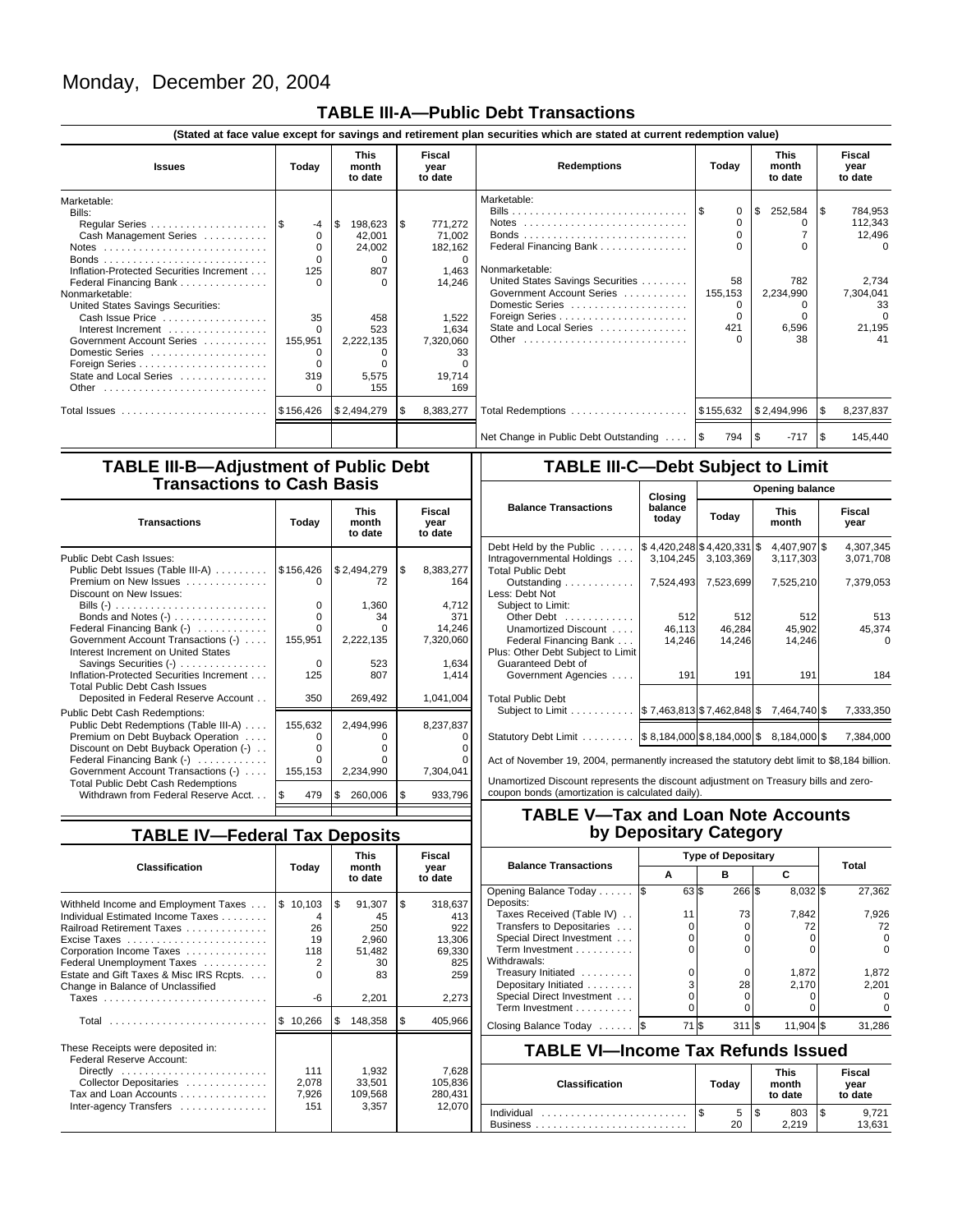# Monday, December 20, 2004

## TABLE III-A—Public Debt Transactions

(Stated at face value except for savings and retirement plan securities which are stated at current redemption value)

| Issues | Today | This month to date | Fiscal year to date |
|---|---|---|---|
| Marketable: | | | |
| Bills: | | | |
| Regular Series | $ -4 | $ 198,623 | $ 771,272 |
| Cash Management Series | 0 | 42,001 | 71,002 |
| Notes | 0 | 24,002 | 182,162 |
| Bonds | 0 | 0 | 0 |
| Inflation-Protected Securities Increment | 125 | 807 | 1,463 |
| Federal Financing Bank | 0 | 0 | 14,246 |
| Nonmarketable: | | | |
| United States Savings Securities: | | | |
| Cash Issue Price | 35 | 458 | 1,522 |
| Interest Increment | 0 | 523 | 1,634 |
| Government Account Series | 155,951 | 2,222,135 | 7,320,060 |
| Domestic Series | 0 | 0 | 33 |
| Foreign Series | 0 | 0 | 0 |
| State and Local Series | 319 | 5,575 | 19,714 |
| Other | 0 | 155 | 169 |
| Total Issues | $156,426 | $2,494,279 | $ 8,383,277 |

| Redemptions | Today | This month to date | Fiscal year to date |
|---|---|---|---|
| Marketable: | | | |
| Bills | $ 0 | $ 252,584 | $ 784,953 |
| Notes | 0 | 0 | 112,343 |
| Bonds | 0 | 7 | 12,496 |
| Federal Financing Bank | 0 | 0 | 0 |
| Nonmarketable: | | | |
| United States Savings Securities | 58 | 782 | 2,734 |
| Government Account Series | 155,153 | 2,234,990 | 7,304,041 |
| Domestic Series | 0 | 0 | 33 |
| Foreign Series | 0 | 0 | 0 |
| State and Local Series | 421 | 6,596 | 21,195 |
| Other | 0 | 38 | 41 |
| Total Redemptions | $155,632 | $2,494,996 | $ 8,237,837 |
| Net Change in Public Debt Outstanding | $ 794 | $ -717 | $ 145,440 |

## TABLE III-B—Adjustment of Public Debt Transactions to Cash Basis

| Transactions | Today | This month to date | Fiscal year to date |
|---|---|---|---|
| Public Debt Cash Issues: | | | |
| Public Debt Issues (Table III-A) | $156,426 | $2,494,279 | $ 8,383,277 |
| Premium on New Issues | 0 | 72 | 164 |
| Discount on New Issues: | | | |
| Bills (-) | 0 | 1,360 | 4,712 |
| Bonds and Notes (-) | 0 | 34 | 371 |
| Federal Financing Bank (-) | 0 | 0 | 14,246 |
| Government Account Transactions (-) | 155,951 | 2,222,135 | 7,320,060 |
| Interest Increment on United States Savings Securities (-) | 0 | 523 | 1,634 |
| Inflation-Protected Securities Increment | 125 | 807 | 1,414 |
| Total Public Debt Cash Issues Deposited in Federal Reserve Account | 350 | 269,492 | 1,041,004 |
| Public Debt Cash Redemptions: | | | |
| Public Debt Redemptions (Table III-A) | 155,632 | 2,494,996 | 8,237,837 |
| Premium on Debt Buyback Operation | 0 | 0 | 0 |
| Discount on Debt Buyback Operation (-) | 0 | 0 | 0 |
| Federal Financing Bank (-) | 0 | 0 | 0 |
| Government Account Transactions (-) | 155,153 | 2,234,990 | 7,304,041 |
| Total Public Debt Cash Redemptions Withdrawn from Federal Reserve Acct. | $ 479 | $ 260,006 | $ 933,796 |

## TABLE III-C—Debt Subject to Limit

| Balance Transactions | Closing balance today | Opening balance Today | This month | Fiscal year |
|---|---|---|---|---|
| Debt Held by the Public | $ 4,420,248 | $ 4,420,331 | $ 4,407,907 | $ 4,307,345 |
| Intragovernmental Holdings | 3,104,245 | 3,103,369 | 3,117,303 | 3,071,708 |
| Total Public Debt Outstanding | 7,524,493 | 7,523,699 | 7,525,210 | 7,379,053 |
| Less: Debt Not Subject to Limit: | | | | |
| Other Debt | 512 | 512 | 512 | 513 |
| Unamortized Discount | 46,113 | 46,284 | 45,902 | 45,374 |
| Federal Financing Bank | 14,246 | 14,246 | 14,246 | 0 |
| Plus: Other Debt Subject to Limit Guaranteed Debt of Government Agencies | 191 | 191 | 191 | 184 |
| Total Public Debt Subject to Limit | $ 7,463,813 | $ 7,462,848 | $ 7,464,740 | $ 7,333,350 |
| Statutory Debt Limit | $ 8,184,000 | $ 8,184,000 | $ 8,184,000 | $ 7,384,000 |

Act of November 19, 2004, permanently increased the statutory debt limit to $8,184 billion.

Unamortized Discount represents the discount adjustment on Treasury bills and zero-coupon bonds (amortization is calculated daily).

## TABLE IV—Federal Tax Deposits

| Classification | Today | This month to date | Fiscal year to date |
|---|---|---|---|
| Withheld Income and Employment Taxes | $ 10,103 | $ 91,307 | $ 318,637 |
| Individual Estimated Income Taxes | 4 | 45 | 413 |
| Railroad Retirement Taxes | 26 | 250 | 922 |
| Excise Taxes | 19 | 2,960 | 13,306 |
| Corporation Income Taxes | 118 | 51,482 | 69,330 |
| Federal Unemployment Taxes | 2 | 30 | 825 |
| Estate and Gift Taxes & Misc IRS Rcpts. | 0 | 83 | 259 |
| Change in Balance of Unclassified Taxes | -6 | 2,201 | 2,273 |
| Total | $ 10,266 | $ 148,358 | $ 405,966 |
| These Receipts were deposited in: | | | |
| Federal Reserve Account: | | | |
| Directly | 111 | 1,932 | 7,628 |
| Collector Depositaries | 2,078 | 33,501 | 105,836 |
| Tax and Loan Accounts | 7,926 | 109,568 | 280,431 |
| Inter-agency Transfers | 151 | 3,357 | 12,070 |

## TABLE V—Tax and Loan Note Accounts by Depositary Category

| Balance Transactions | Type of Depositary A | B | C | Total |
|---|---|---|---|---|
| Opening Balance Today | $ 63 | $ 266 | $ 8,032 | $ 27,362 |
| Deposits: | | | | |
| Taxes Received (Table IV) | 11 | 73 | 7,842 | 7,926 |
| Transfers to Depositaries | 0 | 0 | 72 | 72 |
| Special Direct Investment | 0 | 0 | 0 | 0 |
| Term Investment | 0 | 0 | 0 | 0 |
| Withdrawals: | | | | |
| Treasury Initiated | 0 | 0 | 1,872 | 1,872 |
| Depositary Initiated | 3 | 28 | 2,170 | 2,201 |
| Special Direct Investment | 0 | 0 | 0 | 0 |
| Term Investment | 0 | 0 | 0 | 0 |
| Closing Balance Today | $ 71 | $ 311 | $ 11,904 | $ 31,286 |

## TABLE VI—Income Tax Refunds Issued

| Classification | Today | This month to date | Fiscal year to date |
|---|---|---|---|
| Individual | $ 5 | $ 803 | $ 9,721 |
| Business | 20 | 2,219 | 13,631 |